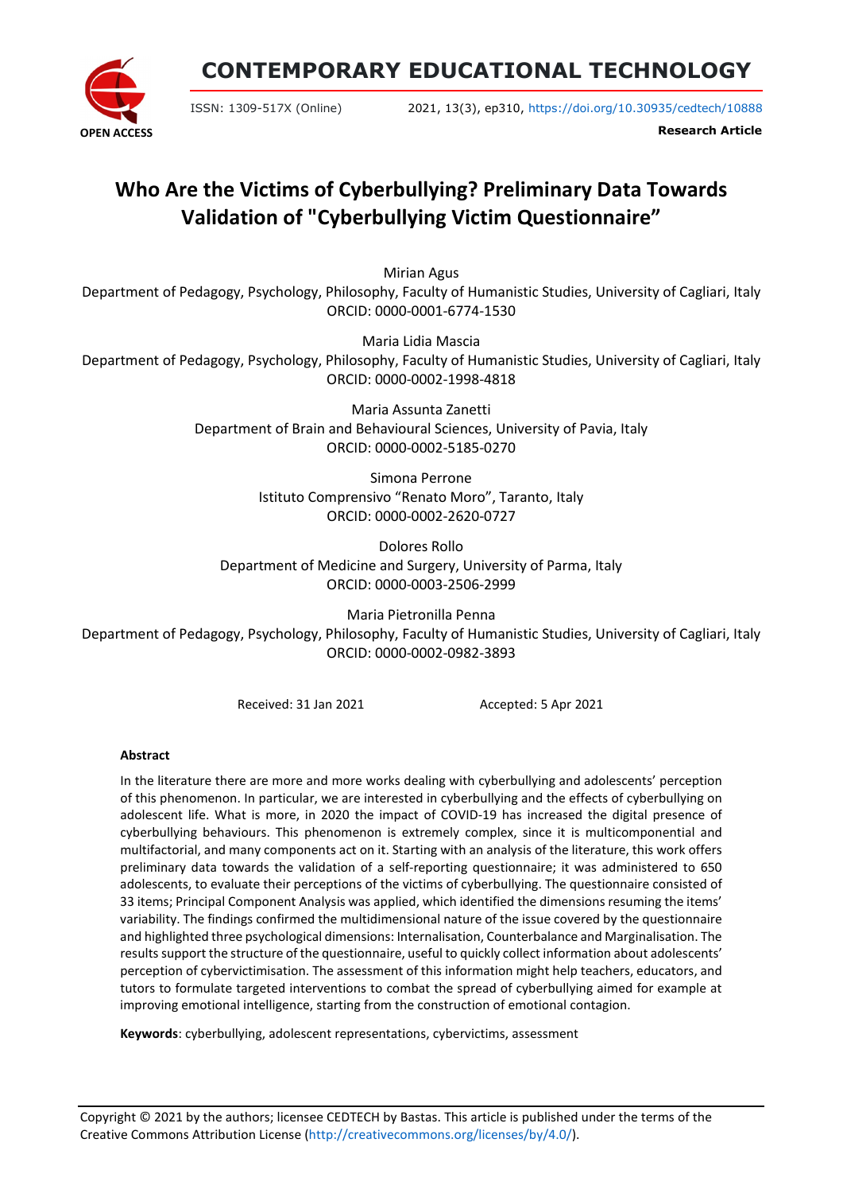# CONTEMPORARY EDUCATIONAL TECHNOLOGY

ISSN: 1309-517X (Online) 2021, 13(3), ep310, https://doi.org/10.30935/cedtech/10888

**Research Article**

# Who Are the Victims of Cyberbullying? Preliminary Data Towards Validation of "Cyberbullying Victim Questionnaire"

Mirian Agus
Department of Pedagogy, Psychology, Philosophy, Faculty of Humanistic Studies, University of Cagliari, Italy
ORCID: 0000-0001-6774-1530

Maria Lidia Mascia
Department of Pedagogy, Psychology, Philosophy, Faculty of Humanistic Studies, University of Cagliari, Italy
ORCID: 0000-0002-1998-4818

Maria Assunta Zanetti
Department of Brain and Behavioural Sciences, University of Pavia, Italy
ORCID: 0000-0002-5185-0270

Simona Perrone
Istituto Comprensivo "Renato Moro", Taranto, Italy
ORCID: 0000-0002-2620-0727

Dolores Rollo
Department of Medicine and Surgery, University of Parma, Italy
ORCID: 0000-0003-2506-2999

Maria Pietronilla Penna
Department of Pedagogy, Psychology, Philosophy, Faculty of Humanistic Studies, University of Cagliari, Italy
ORCID: 0000-0002-0982-3893

Received: 31 Jan 2021 Accepted: 5 Apr 2021

### Abstract

In the literature there are more and more works dealing with cyberbullying and adolescents' perception of this phenomenon. In particular, we are interested in cyberbullying and the effects of cyberbullying on adolescent life. What is more, in 2020 the impact of COVID-19 has increased the digital presence of cyberbullying behaviours. This phenomenon is extremely complex, since it is multicomponential and multifactorial, and many components act on it. Starting with an analysis of the literature, this work offers preliminary data towards the validation of a self-reporting questionnaire; it was administered to 650 adolescents, to evaluate their perceptions of the victims of cyberbullying. The questionnaire consisted of 33 items; Principal Component Analysis was applied, which identified the dimensions resuming the items' variability. The findings confirmed the multidimensional nature of the issue covered by the questionnaire and highlighted three psychological dimensions: Internalisation, Counterbalance and Marginalisation. The results support the structure of the questionnaire, useful to quickly collect information about adolescents' perception of cybervictimisation. The assessment of this information might help teachers, educators, and tutors to formulate targeted interventions to combat the spread of cyberbullying aimed for example at improving emotional intelligence, starting from the construction of emotional contagion.

**Keywords**: cyberbullying, adolescent representations, cybervictims, assessment

Copyright © 2021 by the authors; licensee CEDTECH by Bastas. This article is published under the terms of the Creative Commons Attribution License (http://creativecommons.org/licenses/by/4.0/).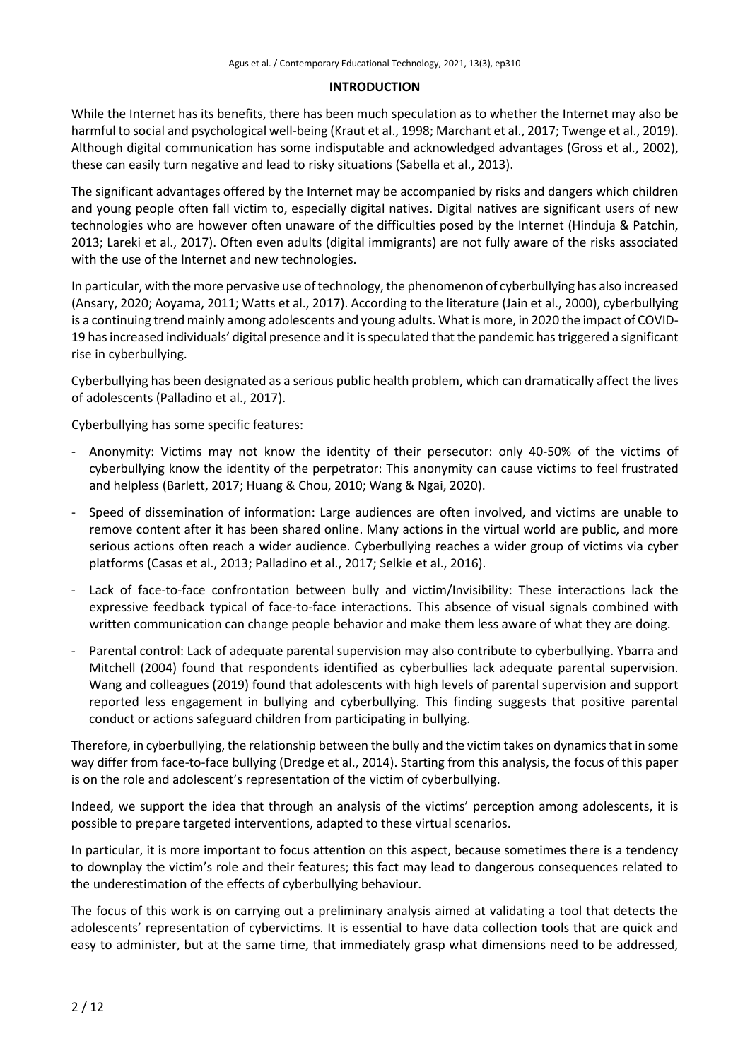## INTRODUCTION

While the Internet has its benefits, there has been much speculation as to whether the Internet may also be harmful to social and psychological well-being (Kraut et al., 1998; Marchant et al., 2017; Twenge et al., 2019). Although digital communication has some indisputable and acknowledged advantages (Gross et al., 2002), these can easily turn negative and lead to risky situations (Sabella et al., 2013).

The significant advantages offered by the Internet may be accompanied by risks and dangers which children and young people often fall victim to, especially digital natives. Digital natives are significant users of new technologies who are however often unaware of the difficulties posed by the Internet (Hinduja & Patchin, 2013; Lareki et al., 2017). Often even adults (digital immigrants) are not fully aware of the risks associated with the use of the Internet and new technologies.

In particular, with the more pervasive use of technology, the phenomenon of cyberbullying has also increased (Ansary, 2020; Aoyama, 2011; Watts et al., 2017). According to the literature (Jain et al., 2000), cyberbullying is a continuing trend mainly among adolescents and young adults. What is more, in 2020 the impact of COVID-19 has increased individuals' digital presence and it is speculated that the pandemic has triggered a significant rise in cyberbullying.

Cyberbullying has been designated as a serious public health problem, which can dramatically affect the lives of adolescents (Palladino et al., 2017).

Cyberbullying has some specific features:

- Anonymity: Victims may not know the identity of their persecutor: only 40-50% of the victims of cyberbullying know the identity of the perpetrator: This anonymity can cause victims to feel frustrated and helpless (Barlett, 2017; Huang & Chou, 2010; Wang & Ngai, 2020).
- Speed of dissemination of information: Large audiences are often involved, and victims are unable to remove content after it has been shared online. Many actions in the virtual world are public, and more serious actions often reach a wider audience. Cyberbullying reaches a wider group of victims via cyber platforms (Casas et al., 2013; Palladino et al., 2017; Selkie et al., 2016).
- Lack of face-to-face confrontation between bully and victim/Invisibility: These interactions lack the expressive feedback typical of face-to-face interactions. This absence of visual signals combined with written communication can change people behavior and make them less aware of what they are doing.
- Parental control: Lack of adequate parental supervision may also contribute to cyberbullying. Ybarra and Mitchell (2004) found that respondents identified as cyberbullies lack adequate parental supervision. Wang and colleagues (2019) found that adolescents with high levels of parental supervision and support reported less engagement in bullying and cyberbullying. This finding suggests that positive parental conduct or actions safeguard children from participating in bullying.

Therefore, in cyberbullying, the relationship between the bully and the victim takes on dynamics that in some way differ from face-to-face bullying (Dredge et al., 2014). Starting from this analysis, the focus of this paper is on the role and adolescent's representation of the victim of cyberbullying.

Indeed, we support the idea that through an analysis of the victims' perception among adolescents, it is possible to prepare targeted interventions, adapted to these virtual scenarios.

In particular, it is more important to focus attention on this aspect, because sometimes there is a tendency to downplay the victim's role and their features; this fact may lead to dangerous consequences related to the underestimation of the effects of cyberbullying behaviour.

The focus of this work is on carrying out a preliminary analysis aimed at validating a tool that detects the adolescents' representation of cybervictims. It is essential to have data collection tools that are quick and easy to administer, but at the same time, that immediately grasp what dimensions need to be addressed,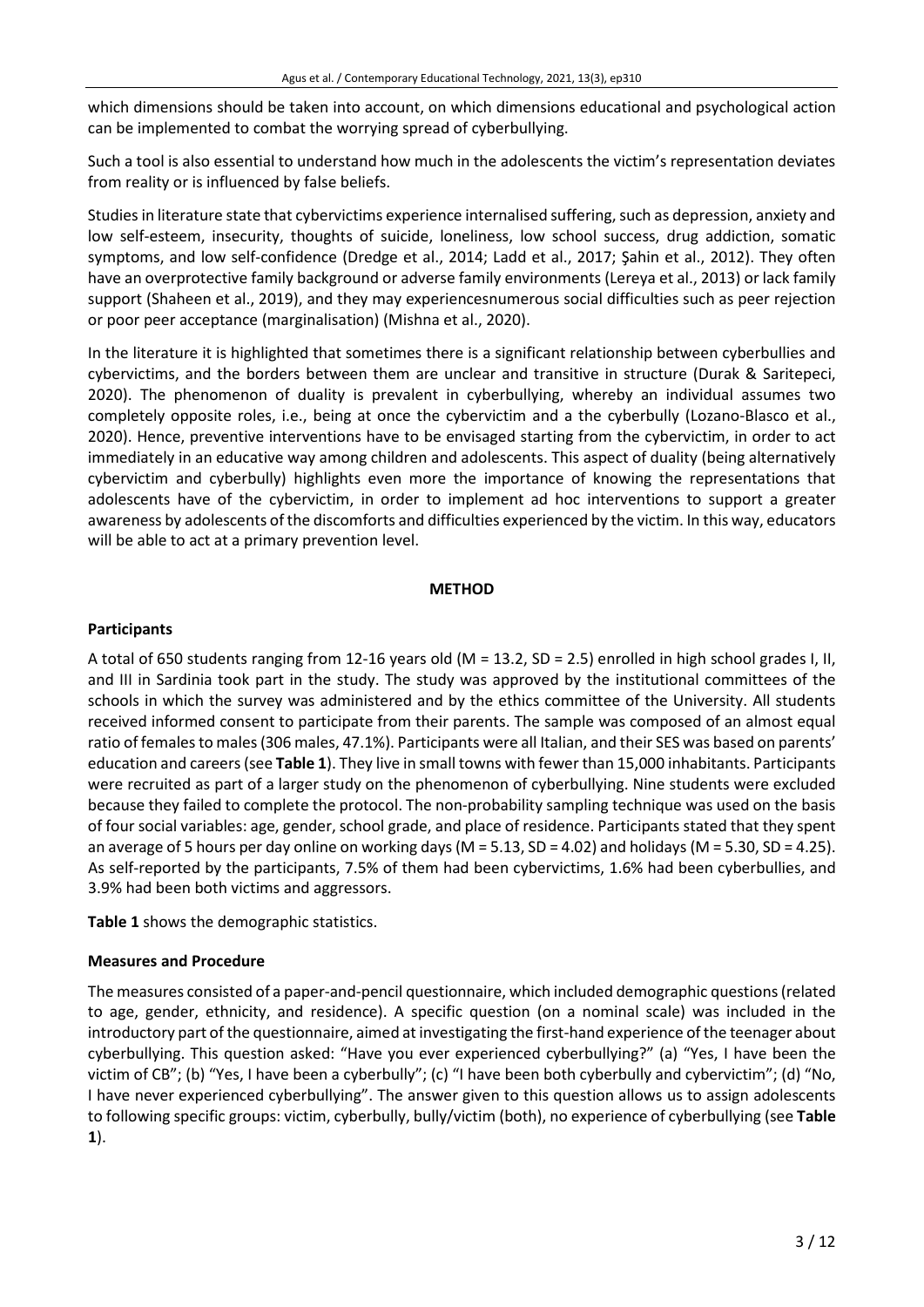which dimensions should be taken into account, on which dimensions educational and psychological action can be implemented to combat the worrying spread of cyberbullying.

Such a tool is also essential to understand how much in the adolescents the victim's representation deviates from reality or is influenced by false beliefs.

Studies in literature state that cybervictims experience internalised suffering, such as depression, anxiety and low self-esteem, insecurity, thoughts of suicide, loneliness, low school success, drug addiction, somatic symptoms, and low self-confidence (Dredge et al., 2014; Ladd et al., 2017; Şahin et al., 2012). They often have an overprotective family background or adverse family environments (Lereya et al., 2013) or lack family support (Shaheen et al., 2019), and they may experiencesnumerous social difficulties such as peer rejection or poor peer acceptance (marginalisation) (Mishna et al., 2020).

In the literature it is highlighted that sometimes there is a significant relationship between cyberbullies and cybervictims, and the borders between them are unclear and transitive in structure (Durak & Saritepeci, 2020). The phenomenon of duality is prevalent in cyberbullying, whereby an individual assumes two completely opposite roles, i.e., being at once the cybervictim and a the cyberbully (Lozano-Blasco et al., 2020). Hence, preventive interventions have to be envisaged starting from the cybervictim, in order to act immediately in an educative way among children and adolescents. This aspect of duality (being alternatively cybervictim and cyberbully) highlights even more the importance of knowing the representations that adolescents have of the cybervictim, in order to implement ad hoc interventions to support a greater awareness by adolescents of the discomforts and difficulties experienced by the victim. In this way, educators will be able to act at a primary prevention level.

## METHOD

### Participants

A total of 650 students ranging from 12-16 years old (M = 13.2, SD = 2.5) enrolled in high school grades I, II, and III in Sardinia took part in the study. The study was approved by the institutional committees of the schools in which the survey was administered and by the ethics committee of the University. All students received informed consent to participate from their parents. The sample was composed of an almost equal ratio of females to males (306 males, 47.1%). Participants were all Italian, and their SES was based on parents' education and careers (see **Table 1**). They live in small towns with fewer than 15,000 inhabitants. Participants were recruited as part of a larger study on the phenomenon of cyberbullying. Nine students were excluded because they failed to complete the protocol. The non-probability sampling technique was used on the basis of four social variables: age, gender, school grade, and place of residence. Participants stated that they spent an average of 5 hours per day online on working days (M = 5.13, SD = 4.02) and holidays (M = 5.30, SD = 4.25). As self-reported by the participants, 7.5% of them had been cybervictims, 1.6% had been cyberbullies, and 3.9% had been both victims and aggressors.

**Table 1** shows the demographic statistics.

### Measures and Procedure

The measures consisted of a paper-and-pencil questionnaire, which included demographic questions (related to age, gender, ethnicity, and residence). A specific question (on a nominal scale) was included in the introductory part of the questionnaire, aimed at investigating the first-hand experience of the teenager about cyberbullying. This question asked: "Have you ever experienced cyberbullying?" (a) "Yes, I have been the victim of CB"; (b) "Yes, I have been a cyberbully"; (c) "I have been both cyberbully and cybervictim"; (d) "No, I have never experienced cyberbullying". The answer given to this question allows us to assign adolescents to following specific groups: victim, cyberbully, bully/victim (both), no experience of cyberbullying (see **Table 1**).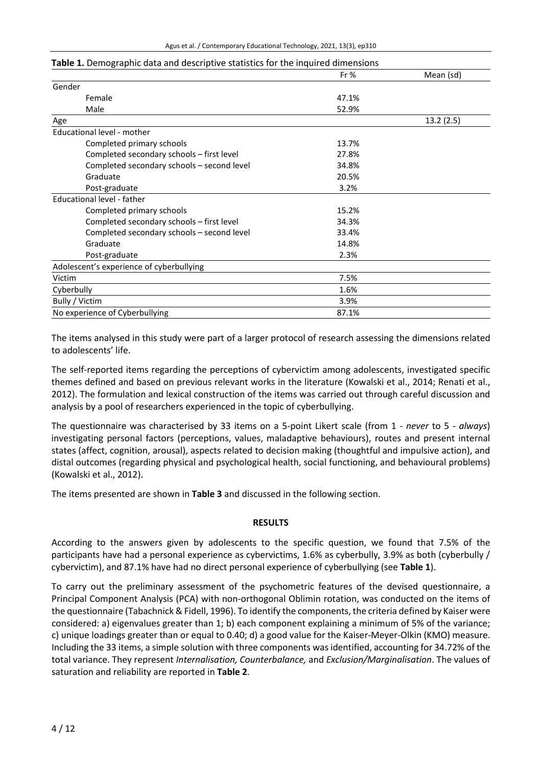**Table 1.** Demographic data and descriptive statistics for the inquired dimensions

| | Fr % | Mean (sd) |
|---|---|---|
| Gender | | |
| Female | 47.1% | |
| Male | 52.9% | |
| Age | | 13.2 (2.5) |
| Educational level - mother | | |
| Completed primary schools | 13.7% | |
| Completed secondary schools – first level | 27.8% | |
| Completed secondary schools – second level | 34.8% | |
| Graduate | 20.5% | |
| Post-graduate | 3.2% | |
| Educational level - father | | |
| Completed primary schools | 15.2% | |
| Completed secondary schools – first level | 34.3% | |
| Completed secondary schools – second level | 33.4% | |
| Graduate | 14.8% | |
| Post-graduate | 2.3% | |
| Adolescent's experience of cyberbullying | | |
| Victim | 7.5% | |
| Cyberbully | 1.6% | |
| Bully / Victim | 3.9% | |
| No experience of Cyberbullying | 87.1% | |

The items analysed in this study were part of a larger protocol of research assessing the dimensions related to adolescents' life.

The self-reported items regarding the perceptions of cybervictim among adolescents, investigated specific themes defined and based on previous relevant works in the literature (Kowalski et al., 2014; Renati et al., 2012). The formulation and lexical construction of the items was carried out through careful discussion and analysis by a pool of researchers experienced in the topic of cyberbullying.

The questionnaire was characterised by 33 items on a 5-point Likert scale (from 1 - *never* to 5 - *always*) investigating personal factors (perceptions, values, maladaptive behaviours), routes and present internal states (affect, cognition, arousal), aspects related to decision making (thoughtful and impulsive action), and distal outcomes (regarding physical and psychological health, social functioning, and behavioural problems) (Kowalski et al., 2012).

The items presented are shown in **Table 3** and discussed in the following section.

## RESULTS

According to the answers given by adolescents to the specific question, we found that 7.5% of the participants have had a personal experience as cybervictims, 1.6% as cyberbully, 3.9% as both (cyberbully / cybervictim), and 87.1% have had no direct personal experience of cyberbullying (see **Table 1**).

To carry out the preliminary assessment of the psychometric features of the devised questionnaire, a Principal Component Analysis (PCA) with non-orthogonal Oblimin rotation, was conducted on the items of the questionnaire (Tabachnick & Fidell, 1996). To identify the components, the criteria defined by Kaiser were considered: a) eigenvalues greater than 1; b) each component explaining a minimum of 5% of the variance; c) unique loadings greater than or equal to 0.40; d) a good value for the Kaiser-Meyer-Olkin (KMO) measure. Including the 33 items, a simple solution with three components was identified, accounting for 34.72% of the total variance. They represent *Internalisation, Counterbalance,* and *Exclusion/Marginalisation*. The values of saturation and reliability are reported in **Table 2**.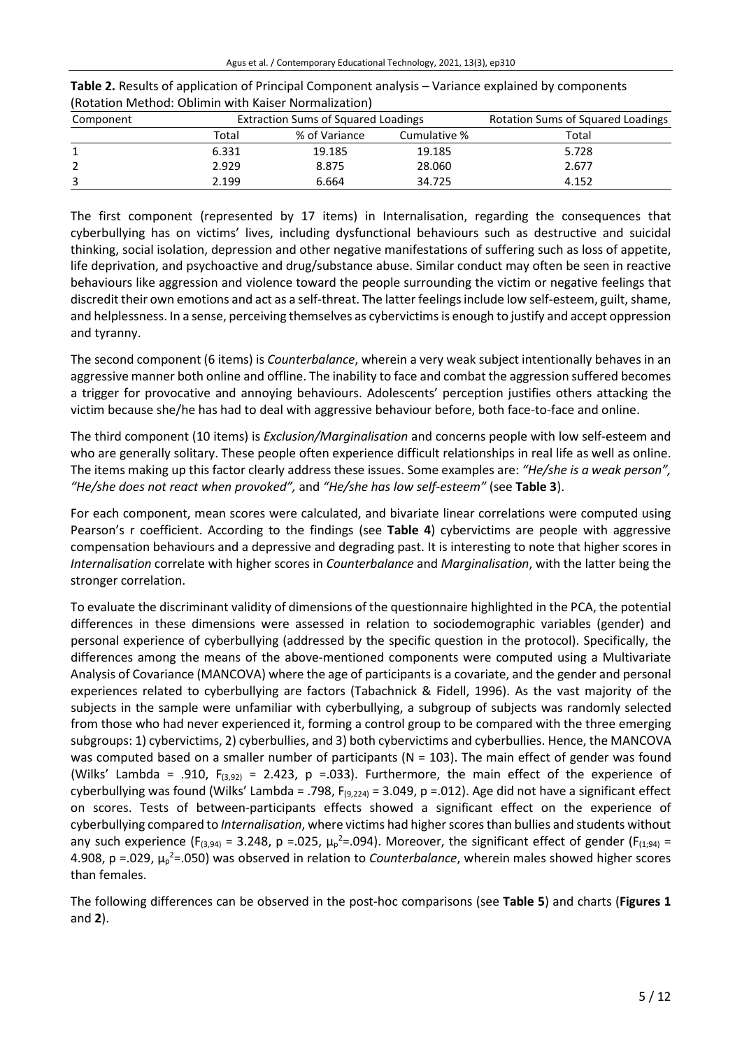**Table 2.** Results of application of Principal Component analysis – Variance explained by components (Rotation Method: Oblimin with Kaiser Normalization)

| Component | Extraction Sums of Squared Loadings | | | Rotation Sums of Squared Loadings |
|---|---|---|---|---|
| | Total | % of Variance | Cumulative % | Total |
| 1 | 6.331 | 19.185 | 19.185 | 5.728 |
| 2 | 2.929 | 8.875 | 28.060 | 2.677 |
| 3 | 2.199 | 6.664 | 34.725 | 4.152 |

The first component (represented by 17 items) in Internalisation, regarding the consequences that cyberbullying has on victims' lives, including dysfunctional behaviours such as destructive and suicidal thinking, social isolation, depression and other negative manifestations of suffering such as loss of appetite, life deprivation, and psychoactive and drug/substance abuse. Similar conduct may often be seen in reactive behaviours like aggression and violence toward the people surrounding the victim or negative feelings that discredit their own emotions and act as a self-threat. The latter feelings include low self-esteem, guilt, shame, and helplessness. In a sense, perceiving themselves as cybervictims is enough to justify and accept oppression and tyranny.

The second component (6 items) is *Counterbalance*, wherein a very weak subject intentionally behaves in an aggressive manner both online and offline. The inability to face and combat the aggression suffered becomes a trigger for provocative and annoying behaviours. Adolescents' perception justifies others attacking the victim because she/he has had to deal with aggressive behaviour before, both face-to-face and online.

The third component (10 items) is *Exclusion/Marginalisation* and concerns people with low self-esteem and who are generally solitary. These people often experience difficult relationships in real life as well as online. The items making up this factor clearly address these issues. Some examples are: *"He/she is a weak person", "He/she does not react when provoked",* and *"He/she has low self-esteem"* (see **Table 3**).

For each component, mean scores were calculated, and bivariate linear correlations were computed using Pearson's r coefficient. According to the findings (see **Table 4**) cybervictims are people with aggressive compensation behaviours and a depressive and degrading past. It is interesting to note that higher scores in *Internalisation* correlate with higher scores in *Counterbalance* and *Marginalisation*, with the latter being the stronger correlation.

To evaluate the discriminant validity of dimensions of the questionnaire highlighted in the PCA, the potential differences in these dimensions were assessed in relation to sociodemographic variables (gender) and personal experience of cyberbullying (addressed by the specific question in the protocol). Specifically, the differences among the means of the above-mentioned components were computed using a Multivariate Analysis of Covariance (MANCOVA) where the age of participants is a covariate, and the gender and personal experiences related to cyberbullying are factors (Tabachnick & Fidell, 1996). As the vast majority of the subjects in the sample were unfamiliar with cyberbullying, a subgroup of subjects was randomly selected from those who had never experienced it, forming a control group to be compared with the three emerging subgroups: 1) cybervictims, 2) cyberbullies, and 3) both cybervictims and cyberbullies. Hence, the MANCOVA was computed based on a smaller number of participants (N = 103). The main effect of gender was found (Wilks' Lambda = .910, $F_{(3,92)}$ = 2.423, p =.033). Furthermore, the main effect of the experience of cyberbullying was found (Wilks' Lambda = .798, $F_{(9,224)}$ = 3.049, p =.012). Age did not have a significant effect on scores. Tests of between-participants effects showed a significant effect on the experience of cyberbullying compared to *Internalisation*, where victims had higher scores than bullies and students without any such experience ($F_{(3,94)}$ = 3.248, p =.025, $\mu_p^2$=.094). Moreover, the significant effect of gender ($F_{(1;94)}$ = 4.908, p =.029, $\mu_p^2$=.050) was observed in relation to *Counterbalance*, wherein males showed higher scores than females.

The following differences can be observed in the post-hoc comparisons (see **Table 5**) and charts (**Figures 1** and **2**).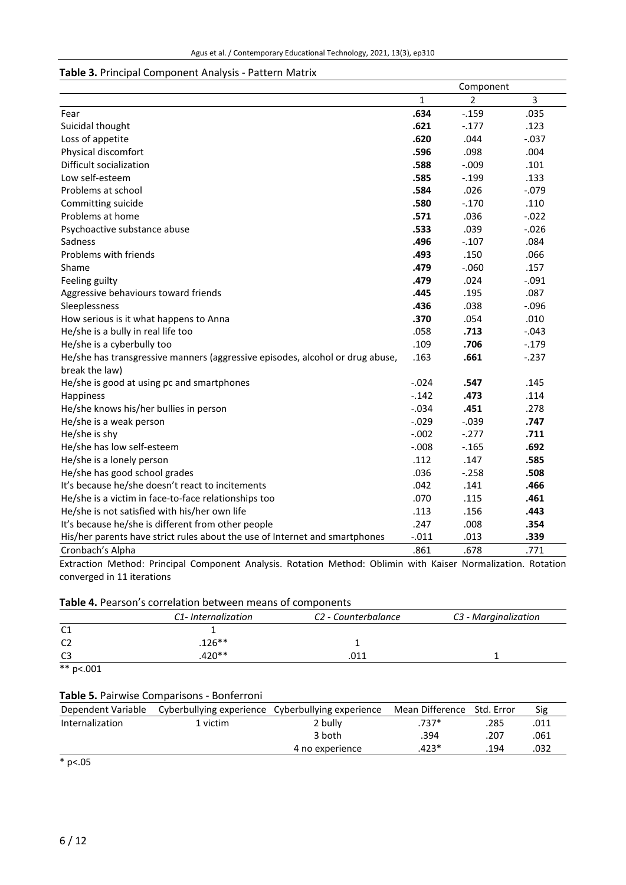**Table 3.** Principal Component Analysis - Pattern Matrix

| | Component | | |
|---|---|---|---|
| | 1 | 2 | 3 |
| Fear | **.634** | -.159 | .035 |
| Suicidal thought | **.621** | -.177 | .123 |
| Loss of appetite | **.620** | .044 | -.037 |
| Physical discomfort | **.596** | .098 | .004 |
| Difficult socialization | **.588** | -.009 | .101 |
| Low self-esteem | **.585** | -.199 | .133 |
| Problems at school | **.584** | .026 | -.079 |
| Committing suicide | **.580** | -.170 | .110 |
| Problems at home | **.571** | .036 | -.022 |
| Psychoactive substance abuse | **.533** | .039 | -.026 |
| Sadness | **.496** | -.107 | .084 |
| Problems with friends | **.493** | .150 | .066 |
| Shame | **.479** | -.060 | .157 |
| Feeling guilty | **.479** | .024 | -.091 |
| Aggressive behaviours toward friends | **.445** | .195 | .087 |
| Sleeplessness | **.436** | .038 | -.096 |
| How serious is it what happens to Anna | **.370** | .054 | .010 |
| He/she is a bully in real life too | .058 | **.713** | -.043 |
| He/she is a cyberbully too | .109 | **.706** | -.179 |
| He/she has transgressive manners (aggressive episodes, alcohol or drug abuse, break the law) | .163 | **.661** | -.237 |
| He/she is good at using pc and smartphones | -.024 | **.547** | .145 |
| Happiness | -.142 | **.473** | .114 |
| He/she knows his/her bullies in person | -.034 | **.451** | .278 |
| He/she is a weak person | -.029 | -.039 | **.747** |
| He/she is shy | -.002 | -.277 | **.711** |
| He/she has low self-esteem | -.008 | -.165 | **.692** |
| He/she is a lonely person | .112 | .147 | **.585** |
| He/she has good school grades | .036 | -.258 | **.508** |
| It's because he/she doesn't react to incitements | .042 | .141 | **.466** |
| He/she is a victim in face-to-face relationships too | .070 | .115 | **.461** |
| He/she is not satisfied with his/her own life | .113 | .156 | **.443** |
| It's because he/she is different from other people | .247 | .008 | **.354** |
| His/her parents have strict rules about the use of Internet and smartphones | -.011 | .013 | **.339** |
| Cronbach's Alpha | .861 | .678 | .771 |

Extraction Method: Principal Component Analysis. Rotation Method: Oblimin with Kaiser Normalization. Rotation converged in 11 iterations

**Table 4.** Pearson's correlation between means of components

| | *C1- Internalization* | *C2 - Counterbalance* | *C3 - Marginalization* |
|---|---|---|---|
| C1 | 1 | | |
| C2 | .126** | 1 | |
| C3 | .420** | .011 | 1 |

** p<.001

**Table 5.** Pairwise Comparisons - Bonferroni

| Dependent Variable | Cyberbullying experience | Cyberbullying experience | Mean Difference | Std. Error | Sig |
|---|---|---|---|---|---|
| Internalization | 1 victim | 2 bully | .737* | .285 | .011 |
| | | 3 both | .394 | .207 | .061 |
| | | 4 no experience | .423* | .194 | .032 |

* p<.05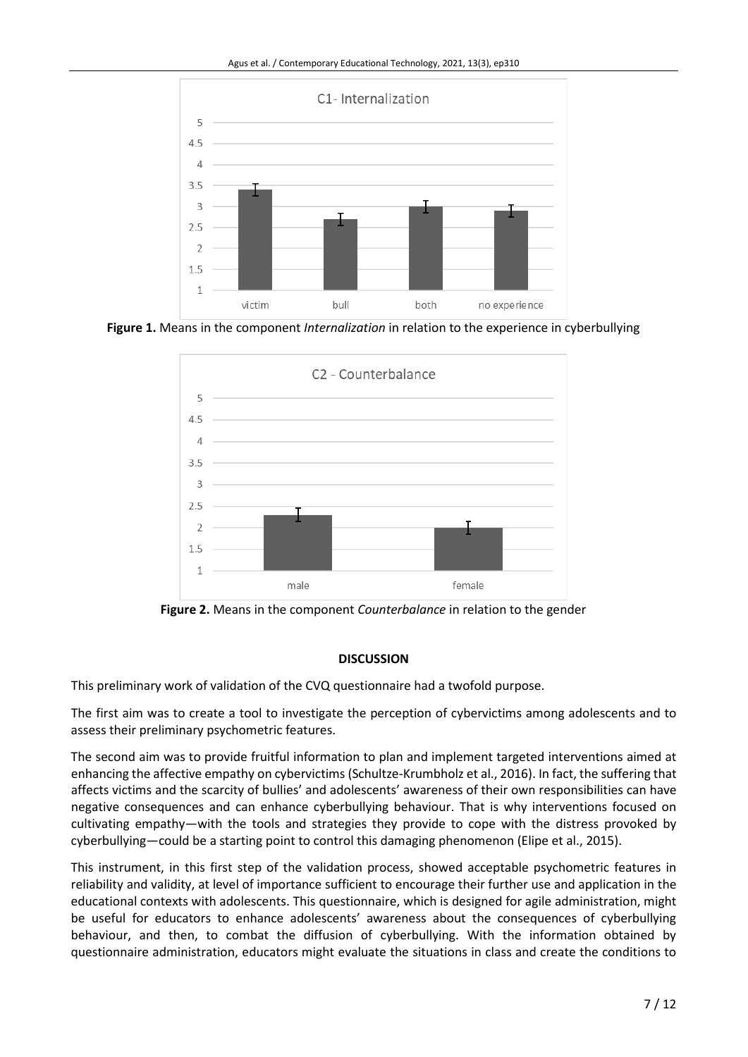**Figure 1.** Means in the component *Internalization* in relation to the experience in cyberbullying

**Figure 2.** Means in the component *Counterbalance* in relation to the gender

## DISCUSSION

This preliminary work of validation of the CVQ questionnaire had a twofold purpose.

The first aim was to create a tool to investigate the perception of cybervictims among adolescents and to assess their preliminary psychometric features.

The second aim was to provide fruitful information to plan and implement targeted interventions aimed at enhancing the affective empathy on cybervictims (Schultze-Krumbholz et al., 2016). In fact, the suffering that affects victims and the scarcity of bullies' and adolescents' awareness of their own responsibilities can have negative consequences and can enhance cyberbullying behaviour. That is why interventions focused on cultivating empathy—with the tools and strategies they provide to cope with the distress provoked by cyberbullying—could be a starting point to control this damaging phenomenon (Elipe et al., 2015).

This instrument, in this first step of the validation process, showed acceptable psychometric features in reliability and validity, at level of importance sufficient to encourage their further use and application in the educational contexts with adolescents. This questionnaire, which is designed for agile administration, might be useful for educators to enhance adolescents' awareness about the consequences of cyberbullying behaviour, and then, to combat the diffusion of cyberbullying. With the information obtained by questionnaire administration, educators might evaluate the situations in class and create the conditions to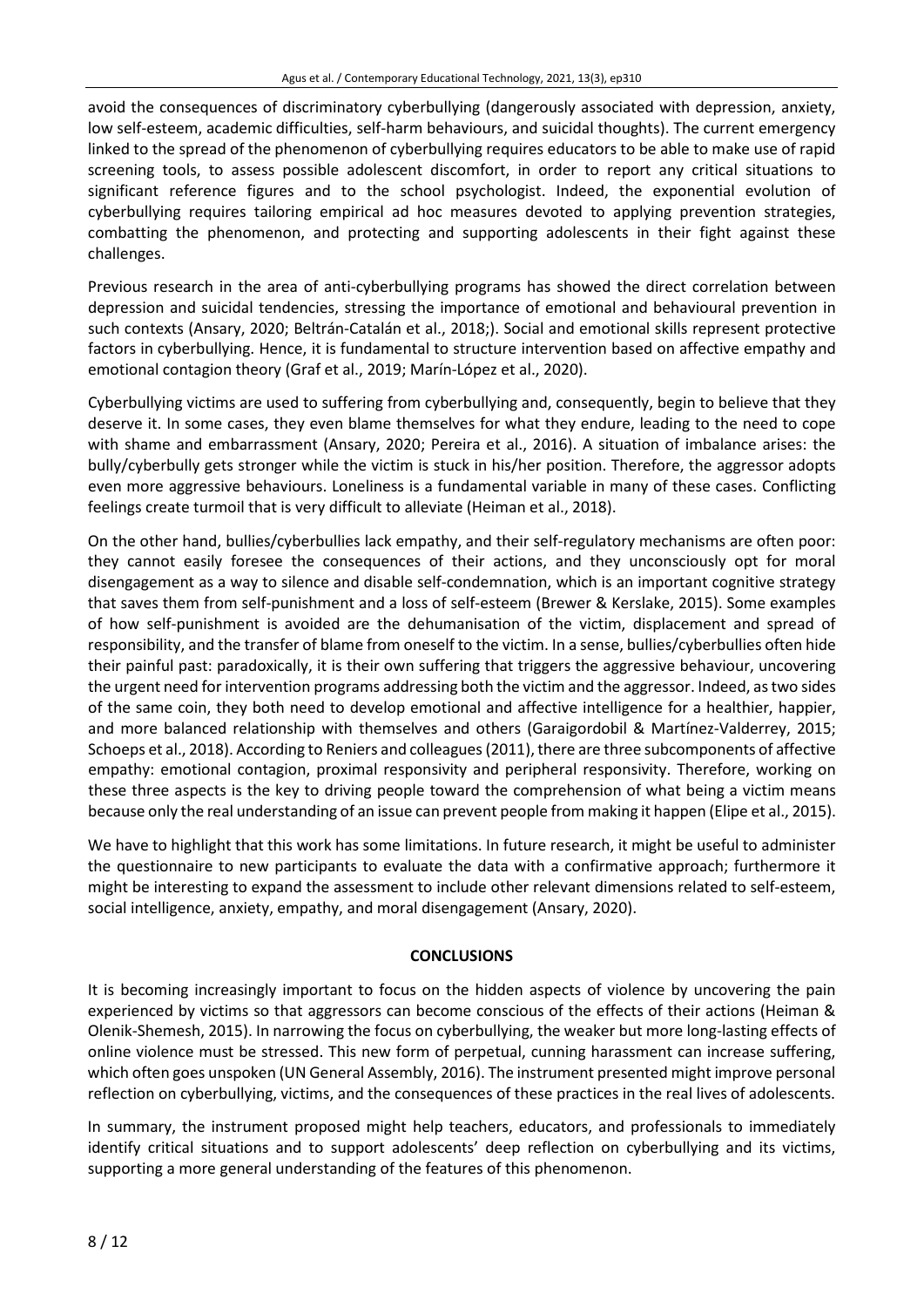avoid the consequences of discriminatory cyberbullying (dangerously associated with depression, anxiety, low self-esteem, academic difficulties, self-harm behaviours, and suicidal thoughts). The current emergency linked to the spread of the phenomenon of cyberbullying requires educators to be able to make use of rapid screening tools, to assess possible adolescent discomfort, in order to report any critical situations to significant reference figures and to the school psychologist. Indeed, the exponential evolution of cyberbullying requires tailoring empirical ad hoc measures devoted to applying prevention strategies, combatting the phenomenon, and protecting and supporting adolescents in their fight against these challenges.

Previous research in the area of anti-cyberbullying programs has showed the direct correlation between depression and suicidal tendencies, stressing the importance of emotional and behavioural prevention in such contexts (Ansary, 2020; Beltrán-Catalán et al., 2018;). Social and emotional skills represent protective factors in cyberbullying. Hence, it is fundamental to structure intervention based on affective empathy and emotional contagion theory (Graf et al., 2019; Marín-López et al., 2020).

Cyberbullying victims are used to suffering from cyberbullying and, consequently, begin to believe that they deserve it. In some cases, they even blame themselves for what they endure, leading to the need to cope with shame and embarrassment (Ansary, 2020; Pereira et al., 2016). A situation of imbalance arises: the bully/cyberbully gets stronger while the victim is stuck in his/her position. Therefore, the aggressor adopts even more aggressive behaviours. Loneliness is a fundamental variable in many of these cases. Conflicting feelings create turmoil that is very difficult to alleviate (Heiman et al., 2018).

On the other hand, bullies/cyberbullies lack empathy, and their self-regulatory mechanisms are often poor: they cannot easily foresee the consequences of their actions, and they unconsciously opt for moral disengagement as a way to silence and disable self-condemnation, which is an important cognitive strategy that saves them from self-punishment and a loss of self-esteem (Brewer & Kerslake, 2015). Some examples of how self-punishment is avoided are the dehumanisation of the victim, displacement and spread of responsibility, and the transfer of blame from oneself to the victim. In a sense, bullies/cyberbullies often hide their painful past: paradoxically, it is their own suffering that triggers the aggressive behaviour, uncovering the urgent need for intervention programs addressing both the victim and the aggressor. Indeed, as two sides of the same coin, they both need to develop emotional and affective intelligence for a healthier, happier, and more balanced relationship with themselves and others (Garaigordobil & Martínez-Valderrey, 2015; Schoeps et al., 2018). According to Reniers and colleagues (2011), there are three subcomponents of affective empathy: emotional contagion, proximal responsivity and peripheral responsivity. Therefore, working on these three aspects is the key to driving people toward the comprehension of what being a victim means because only the real understanding of an issue can prevent people from making it happen (Elipe et al., 2015).

We have to highlight that this work has some limitations. In future research, it might be useful to administer the questionnaire to new participants to evaluate the data with a confirmative approach; furthermore it might be interesting to expand the assessment to include other relevant dimensions related to self-esteem, social intelligence, anxiety, empathy, and moral disengagement (Ansary, 2020).

## CONCLUSIONS

It is becoming increasingly important to focus on the hidden aspects of violence by uncovering the pain experienced by victims so that aggressors can become conscious of the effects of their actions (Heiman & Olenik-Shemesh, 2015). In narrowing the focus on cyberbullying, the weaker but more long-lasting effects of online violence must be stressed. This new form of perpetual, cunning harassment can increase suffering, which often goes unspoken (UN General Assembly, 2016). The instrument presented might improve personal reflection on cyberbullying, victims, and the consequences of these practices in the real lives of adolescents.

In summary, the instrument proposed might help teachers, educators, and professionals to immediately identify critical situations and to support adolescents' deep reflection on cyberbullying and its victims, supporting a more general understanding of the features of this phenomenon.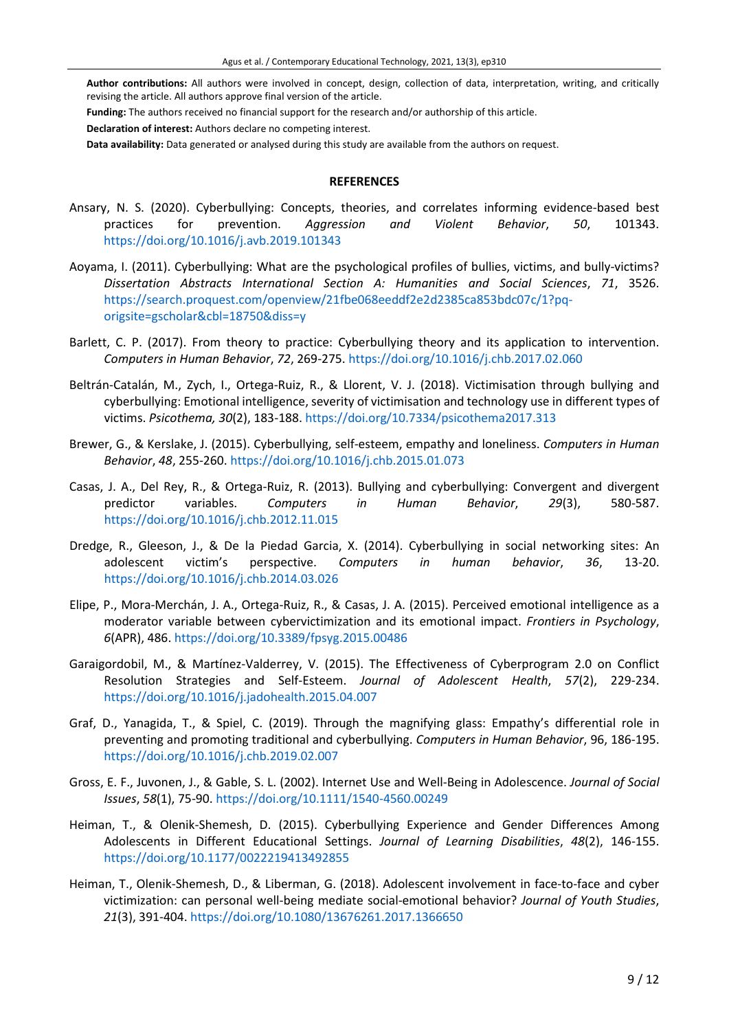**Author contributions:** All authors were involved in concept, design, collection of data, interpretation, writing, and critically revising the article. All authors approve final version of the article.

**Funding:** The authors received no financial support for the research and/or authorship of this article.

**Declaration of interest:** Authors declare no competing interest.

**Data availability:** Data generated or analysed during this study are available from the authors on request.

## REFERENCES

Ansary, N. S. (2020). Cyberbullying: Concepts, theories, and correlates informing evidence-based best practices for prevention. *Aggression and Violent Behavior*, *50*, 101343. https://doi.org/10.1016/j.avb.2019.101343

Aoyama, I. (2011). Cyberbullying: What are the psychological profiles of bullies, victims, and bully-victims? *Dissertation Abstracts International Section A: Humanities and Social Sciences*, *71*, 3526. https://search.proquest.com/openview/21fbe068eeddf2e2d2385ca853bdc07c/1?pq-origsite=gscholar&cbl=18750&diss=y

Barlett, C. P. (2017). From theory to practice: Cyberbullying theory and its application to intervention. *Computers in Human Behavior*, *72*, 269-275. https://doi.org/10.1016/j.chb.2017.02.060

Beltrán-Catalán, M., Zych, I., Ortega-Ruiz, R., & Llorent, V. J. (2018). Victimisation through bullying and cyberbullying: Emotional intelligence, severity of victimisation and technology use in different types of victims. *Psicothema, 30*(2), 183-188. https://doi.org/10.7334/psicothema2017.313

Brewer, G., & Kerslake, J. (2015). Cyberbullying, self-esteem, empathy and loneliness. *Computers in Human Behavior*, *48*, 255-260. https://doi.org/10.1016/j.chb.2015.01.073

Casas, J. A., Del Rey, R., & Ortega-Ruiz, R. (2013). Bullying and cyberbullying: Convergent and divergent predictor variables. *Computers in Human Behavior*, *29*(3), 580-587. https://doi.org/10.1016/j.chb.2012.11.015

Dredge, R., Gleeson, J., & De la Piedad Garcia, X. (2014). Cyberbullying in social networking sites: An adolescent victim's perspective. *Computers in human behavior*, *36*, 13-20. https://doi.org/10.1016/j.chb.2014.03.026

Elipe, P., Mora-Merchán, J. A., Ortega-Ruiz, R., & Casas, J. A. (2015). Perceived emotional intelligence as a moderator variable between cybervictimization and its emotional impact. *Frontiers in Psychology*, *6*(APR), 486. https://doi.org/10.3389/fpsyg.2015.00486

Garaigordobil, M., & Martínez-Valderrey, V. (2015). The Effectiveness of Cyberprogram 2.0 on Conflict Resolution Strategies and Self-Esteem. *Journal of Adolescent Health*, *57*(2), 229-234. https://doi.org/10.1016/j.jadohealth.2015.04.007

Graf, D., Yanagida, T., & Spiel, C. (2019). Through the magnifying glass: Empathy's differential role in preventing and promoting traditional and cyberbullying. *Computers in Human Behavior*, 96, 186-195. https://doi.org/10.1016/j.chb.2019.02.007

Gross, E. F., Juvonen, J., & Gable, S. L. (2002). Internet Use and Well-Being in Adolescence. *Journal of Social Issues*, *58*(1), 75-90. https://doi.org/10.1111/1540-4560.00249

Heiman, T., & Olenik-Shemesh, D. (2015). Cyberbullying Experience and Gender Differences Among Adolescents in Different Educational Settings. *Journal of Learning Disabilities*, *48*(2), 146-155. https://doi.org/10.1177/0022219413492855

Heiman, T., Olenik-Shemesh, D., & Liberman, G. (2018). Adolescent involvement in face-to-face and cyber victimization: can personal well-being mediate social-emotional behavior? *Journal of Youth Studies*, *21*(3), 391-404. https://doi.org/10.1080/13676261.2017.1366650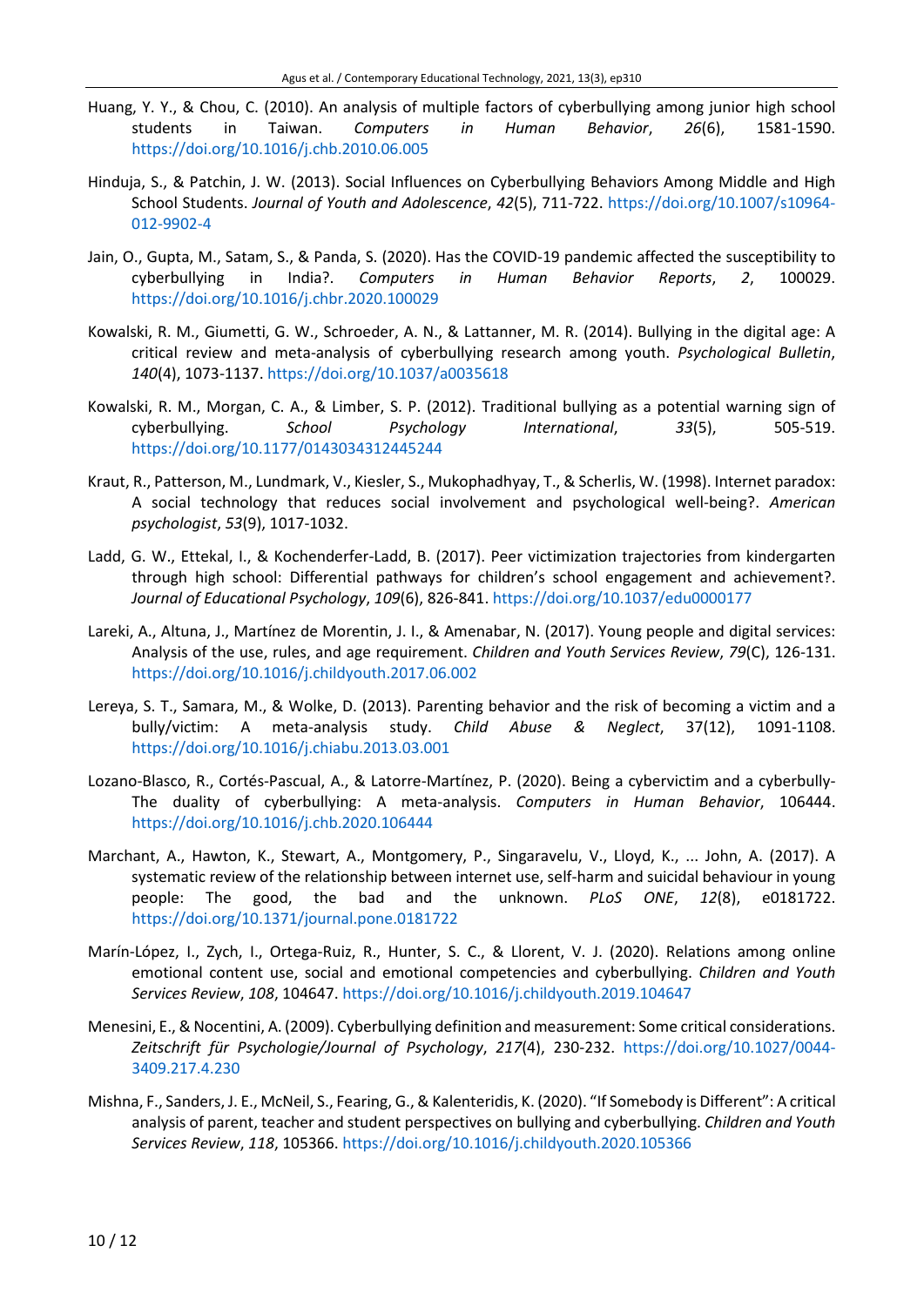Huang, Y. Y., & Chou, C. (2010). An analysis of multiple factors of cyberbullying among junior high school students in Taiwan. *Computers in Human Behavior*, *26*(6), 1581-1590. https://doi.org/10.1016/j.chb.2010.06.005

Hinduja, S., & Patchin, J. W. (2013). Social Influences on Cyberbullying Behaviors Among Middle and High School Students. *Journal of Youth and Adolescence*, *42*(5), 711-722. https://doi.org/10.1007/s10964-012-9902-4

Jain, O., Gupta, M., Satam, S., & Panda, S. (2020). Has the COVID-19 pandemic affected the susceptibility to cyberbullying in India?. *Computers in Human Behavior Reports*, *2*, 100029. https://doi.org/10.1016/j.chbr.2020.100029

Kowalski, R. M., Giumetti, G. W., Schroeder, A. N., & Lattanner, M. R. (2014). Bullying in the digital age: A critical review and meta-analysis of cyberbullying research among youth. *Psychological Bulletin*, *140*(4), 1073-1137. https://doi.org/10.1037/a0035618

Kowalski, R. M., Morgan, C. A., & Limber, S. P. (2012). Traditional bullying as a potential warning sign of cyberbullying. *School Psychology International*, *33*(5), 505-519. https://doi.org/10.1177/0143034312445244

Kraut, R., Patterson, M., Lundmark, V., Kiesler, S., Mukophadhyay, T., & Scherlis, W. (1998). Internet paradox: A social technology that reduces social involvement and psychological well-being?. *American psychologist*, *53*(9), 1017-1032.

Ladd, G. W., Ettekal, I., & Kochenderfer-Ladd, B. (2017). Peer victimization trajectories from kindergarten through high school: Differential pathways for children's school engagement and achievement?. *Journal of Educational Psychology*, *109*(6), 826-841. https://doi.org/10.1037/edu0000177

Lareki, A., Altuna, J., Martínez de Morentin, J. I., & Amenabar, N. (2017). Young people and digital services: Analysis of the use, rules, and age requirement. *Children and Youth Services Review*, *79*(C), 126-131. https://doi.org/10.1016/j.childyouth.2017.06.002

Lereya, S. T., Samara, M., & Wolke, D. (2013). Parenting behavior and the risk of becoming a victim and a bully/victim: A meta-analysis study. *Child Abuse & Neglect*, 37(12), 1091-1108. https://doi.org/10.1016/j.chiabu.2013.03.001

Lozano-Blasco, R., Cortés-Pascual, A., & Latorre-Martínez, P. (2020). Being a cybervictim and a cyberbully- The duality of cyberbullying: A meta-analysis. *Computers in Human Behavior*, 106444. https://doi.org/10.1016/j.chb.2020.106444

Marchant, A., Hawton, K., Stewart, A., Montgomery, P., Singaravelu, V., Lloyd, K., ... John, A. (2017). A systematic review of the relationship between internet use, self-harm and suicidal behaviour in young people: The good, the bad and the unknown. *PLoS ONE*, *12*(8), e0181722. https://doi.org/10.1371/journal.pone.0181722

Marín-López, I., Zych, I., Ortega-Ruiz, R., Hunter, S. C., & Llorent, V. J. (2020). Relations among online emotional content use, social and emotional competencies and cyberbullying. *Children and Youth Services Review*, *108*, 104647. https://doi.org/10.1016/j.childyouth.2019.104647

Menesini, E., & Nocentini, A. (2009). Cyberbullying definition and measurement: Some critical considerations. *Zeitschrift für Psychologie/Journal of Psychology*, *217*(4), 230-232. https://doi.org/10.1027/0044-3409.217.4.230

Mishna, F., Sanders, J. E., McNeil, S., Fearing, G., & Kalenteridis, K. (2020). "If Somebody is Different": A critical analysis of parent, teacher and student perspectives on bullying and cyberbullying. *Children and Youth Services Review*, *118*, 105366. https://doi.org/10.1016/j.childyouth.2020.105366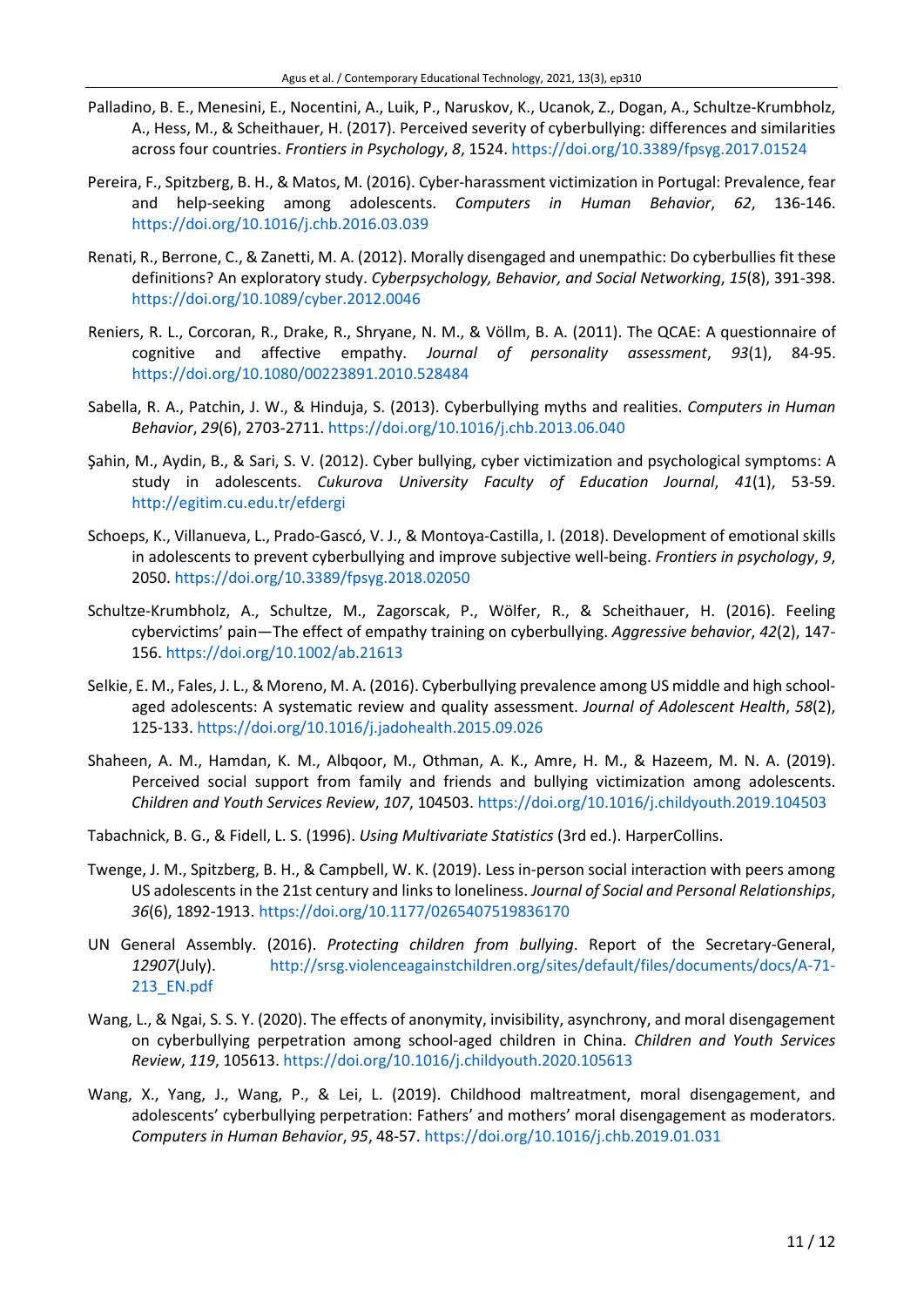Palladino, B. E., Menesini, E., Nocentini, A., Luik, P., Naruskov, K., Ucanok, Z., Dogan, A., Schultze-Krumbholz, A., Hess, M., & Scheithauer, H. (2017). Perceived severity of cyberbullying: differences and similarities across four countries. *Frontiers in Psychology*, *8*, 1524. https://doi.org/10.3389/fpsyg.2017.01524

Pereira, F., Spitzberg, B. H., & Matos, M. (2016). Cyber-harassment victimization in Portugal: Prevalence, fear and help-seeking among adolescents. *Computers in Human Behavior*, *62*, 136-146. https://doi.org/10.1016/j.chb.2016.03.039

Renati, R., Berrone, C., & Zanetti, M. A. (2012). Morally disengaged and unempathic: Do cyberbullies fit these definitions? An exploratory study. *Cyberpsychology, Behavior, and Social Networking*, *15*(8), 391-398. https://doi.org/10.1089/cyber.2012.0046

Reniers, R. L., Corcoran, R., Drake, R., Shryane, N. M., & Völlm, B. A. (2011). The QCAE: A questionnaire of cognitive and affective empathy. *Journal of personality assessment*, *93*(1), 84-95. https://doi.org/10.1080/00223891.2010.528484

Sabella, R. A., Patchin, J. W., & Hinduja, S. (2013). Cyberbullying myths and realities. *Computers in Human Behavior*, *29*(6), 2703-2711. https://doi.org/10.1016/j.chb.2013.06.040

Şahin, M., Aydin, B., & Sari, S. V. (2012). Cyber bullying, cyber victimization and psychological symptoms: A study in adolescents. *Cukurova University Faculty of Education Journal*, *41*(1), 53-59. http://egitim.cu.edu.tr/efdergi

Schoeps, K., Villanueva, L., Prado-Gascó, V. J., & Montoya-Castilla, I. (2018). Development of emotional skills in adolescents to prevent cyberbullying and improve subjective well-being. *Frontiers in psychology*, *9*, 2050. https://doi.org/10.3389/fpsyg.2018.02050

Schultze-Krumbholz, A., Schultze, M., Zagorscak, P., Wölfer, R., & Scheithauer, H. (2016). Feeling cybervictims' pain—The effect of empathy training on cyberbullying. *Aggressive behavior*, *42*(2), 147-156. https://doi.org/10.1002/ab.21613

Selkie, E. M., Fales, J. L., & Moreno, M. A. (2016). Cyberbullying prevalence among US middle and high school-aged adolescents: A systematic review and quality assessment. *Journal of Adolescent Health*, *58*(2), 125-133. https://doi.org/10.1016/j.jadohealth.2015.09.026

Shaheen, A. M., Hamdan, K. M., Albqoor, M., Othman, A. K., Amre, H. M., & Hazeem, M. N. A. (2019). Perceived social support from family and friends and bullying victimization among adolescents. *Children and Youth Services Review*, *107*, 104503. https://doi.org/10.1016/j.childyouth.2019.104503

Tabachnick, B. G., & Fidell, L. S. (1996). *Using Multivariate Statistics* (3rd ed.). HarperCollins.

Twenge, J. M., Spitzberg, B. H., & Campbell, W. K. (2019). Less in-person social interaction with peers among US adolescents in the 21st century and links to loneliness. *Journal of Social and Personal Relationships*, *36*(6), 1892-1913. https://doi.org/10.1177/0265407519836170

UN General Assembly. (2016). *Protecting children from bullying*. Report of the Secretary-General, *12907*(July). http://srsg.violenceagainstchildren.org/sites/default/files/documents/docs/A-71-213_EN.pdf

Wang, L., & Ngai, S. S. Y. (2020). The effects of anonymity, invisibility, asynchrony, and moral disengagement on cyberbullying perpetration among school-aged children in China. *Children and Youth Services Review*, *119*, 105613. https://doi.org/10.1016/j.childyouth.2020.105613

Wang, X., Yang, J., Wang, P., & Lei, L. (2019). Childhood maltreatment, moral disengagement, and adolescents' cyberbullying perpetration: Fathers' and mothers' moral disengagement as moderators. *Computers in Human Behavior*, *95*, 48-57. https://doi.org/10.1016/j.chb.2019.01.031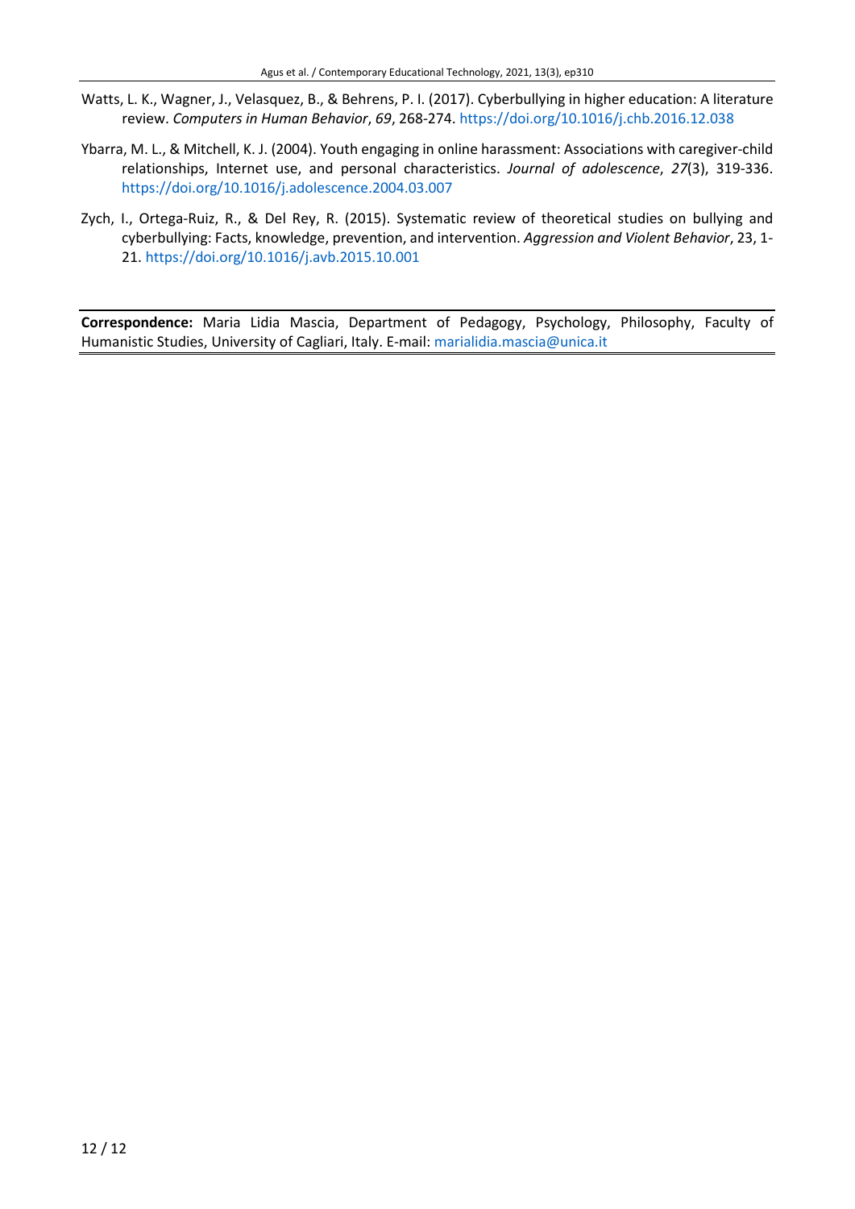Watts, L. K., Wagner, J., Velasquez, B., & Behrens, P. I. (2017). Cyberbullying in higher education: A literature review. *Computers in Human Behavior*, *69*, 268-274. https://doi.org/10.1016/j.chb.2016.12.038

Ybarra, M. L., & Mitchell, K. J. (2004). Youth engaging in online harassment: Associations with caregiver-child relationships, Internet use, and personal characteristics. *Journal of adolescence*, *27*(3), 319-336. https://doi.org/10.1016/j.adolescence.2004.03.007

Zych, I., Ortega-Ruiz, R., & Del Rey, R. (2015). Systematic review of theoretical studies on bullying and cyberbullying: Facts, knowledge, prevention, and intervention. *Aggression and Violent Behavior*, 23, 1-21. https://doi.org/10.1016/j.avb.2015.10.001

---

**Correspondence:** Maria Lidia Mascia, Department of Pedagogy, Psychology, Philosophy, Faculty of Humanistic Studies, University of Cagliari, Italy. E-mail: marialidia.mascia@unica.it